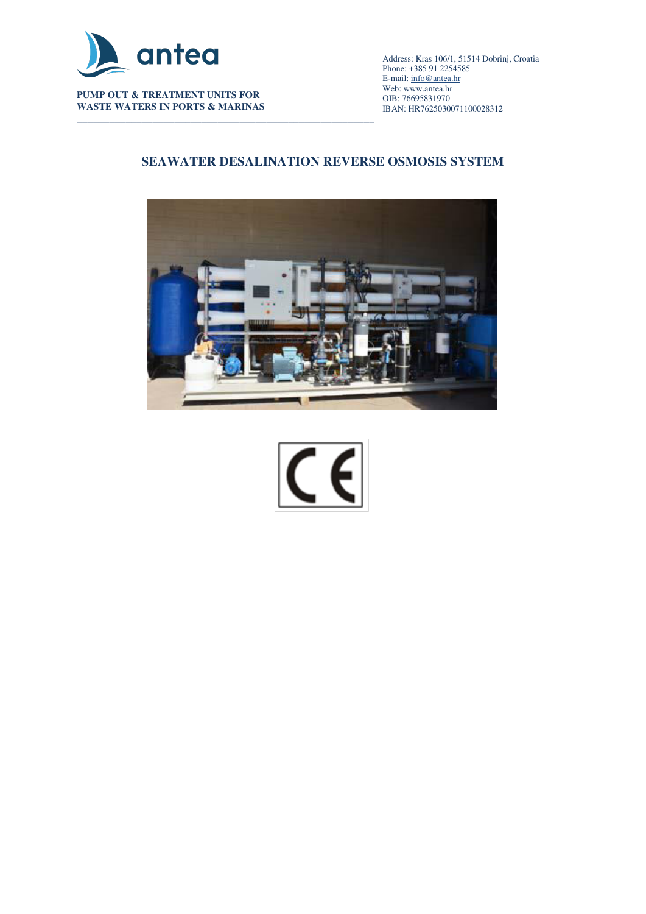antea

**PUMP OUT & TREATMENT UNITS FOR WASTE WATERS IN PORTS & MARINAS**

Address: Kras 106/1, 51514 Dobrinj, Croatia
Phone: +385 91 2254585
E-mail: info@antea.hr
Web: www.antea.hr
OIB: 76695831970
IBAN: HR7625030071100028312

## SEAWATER DESALINATION REVERSE OSMOSIS SYSTEM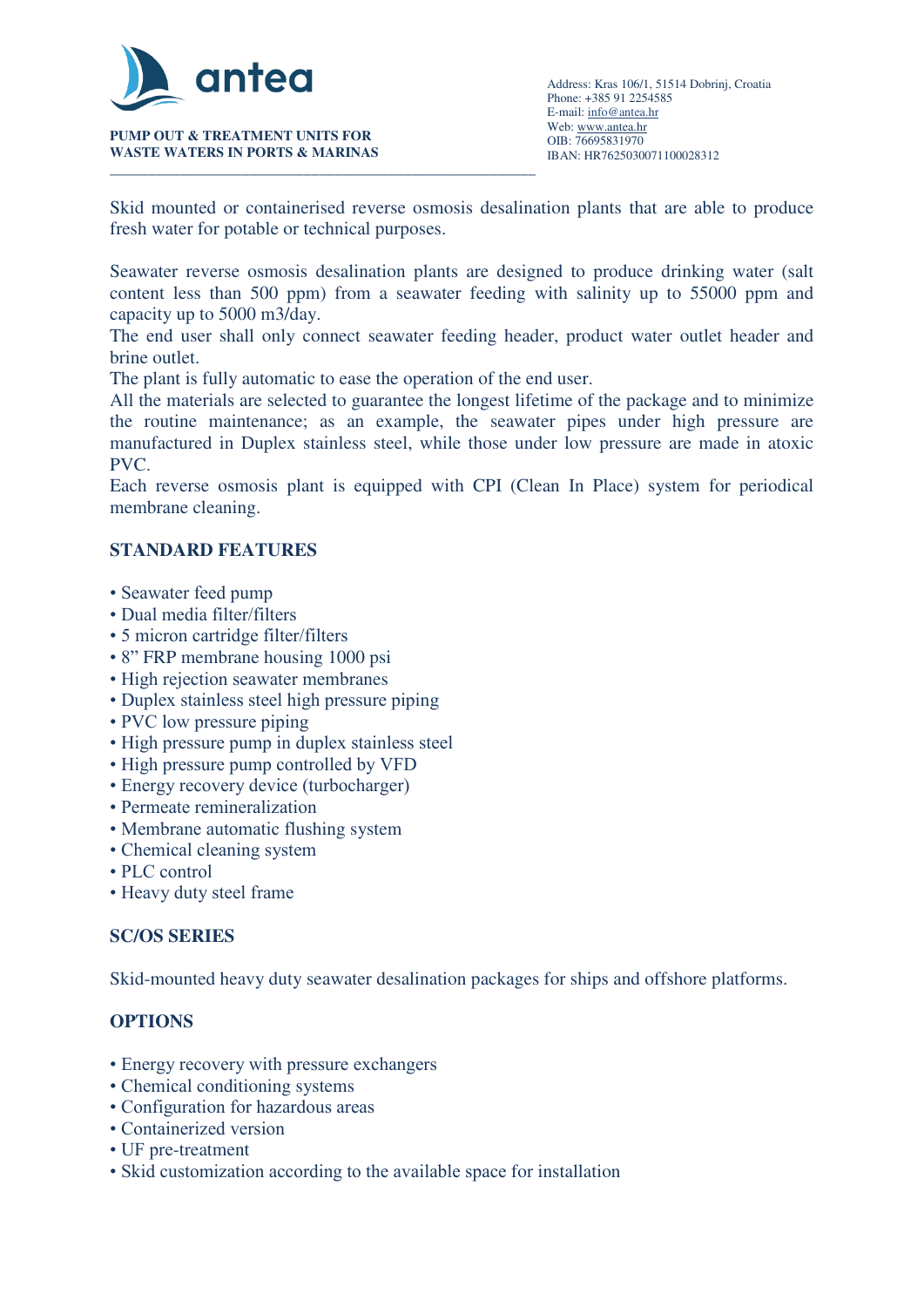Skid mounted or containerised reverse osmosis desalination plants that are able to produce fresh water for potable or technical purposes.

Seawater reverse osmosis desalination plants are designed to produce drinking water (salt content less than 500 ppm) from a seawater feeding with salinity up to 55000 ppm and capacity up to 5000 m3/day.
The end user shall only connect seawater feeding header, product water outlet header and brine outlet.
The plant is fully automatic to ease the operation of the end user.
All the materials are selected to guarantee the longest lifetime of the package and to minimize the routine maintenance; as an example, the seawater pipes under high pressure are manufactured in Duplex stainless steel, while those under low pressure are made in atoxic PVC.
Each reverse osmosis plant is equipped with CPI (Clean In Place) system for periodical membrane cleaning.

## STANDARD FEATURES

- Seawater feed pump
- Dual media filter/filters
- 5 micron cartridge filter/filters
- 8” FRP membrane housing 1000 psi
- High rejection seawater membranes
- Duplex stainless steel high pressure piping
- PVC low pressure piping
- High pressure pump in duplex stainless steel
- High pressure pump controlled by VFD
- Energy recovery device (turbocharger)
- Permeate remineralization
- Membrane automatic flushing system
- Chemical cleaning system
- PLC control
- Heavy duty steel frame

## SC/OS SERIES

Skid-mounted heavy duty seawater desalination packages for ships and offshore platforms.

## OPTIONS

- Energy recovery with pressure exchangers
- Chemical conditioning systems
- Configuration for hazardous areas
- Containerized version
- UF pre-treatment
- Skid customization according to the available space for installation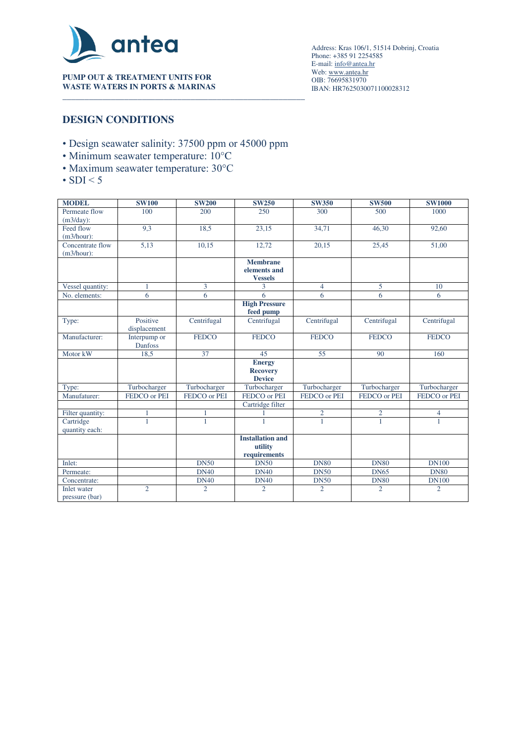antea

**PUMP OUT & TREATMENT UNITS FOR WASTE WATERS IN PORTS & MARINAS**

Address: Kras 106/1, 51514 Dobrinj, Croatia
Phone: +385 91 2254585
E-mail: info@antea.hr
Web: www.antea.hr
OIB: 76695831970
IBAN: HR7625030071100028312

## DESIGN CONDITIONS

- Design seawater salinity: 37500 ppm or 45000 ppm
- Minimum seawater temperature: 10°C
- Maximum seawater temperature: 30°C
- SDI < 5

| MODEL | SW100 | SW200 | SW250 | SW350 | SW500 | SW1000 |
|---|---|---|---|---|---|---|
| Permeate flow (m3/day): | 100 | 200 | 250 | 300 | 500 | 1000 |
| Feed flow (m3/hour): | 9,3 | 18,5 | 23,15 | 34,71 | 46,30 | 92,60 |
| Concentrate flow (m3/hour): | 5,13 | 10,15 | 12,72 | 20,15 | 25,45 | 51,00 |
| | | | **Membrane elements and Vessels** | | | |
| Vessel quantity: | 1 | 3 | 3 | 4 | 5 | 10 |
| No. elements: | 6 | 6 | 6 | 6 | 6 | 6 |
| | | | **High Pressure feed pump** | | | |
| Type: | Positive displacement | Centrifugal | Centrifugal | Centrifugal | Centrifugal | Centrifugal |
| Manufacturer: | Interpump or Danfoss | FEDCO | FEDCO | FEDCO | FEDCO | FEDCO |
| Motor kW | 18,5 | 37 | 45 | 55 | 90 | 160 |
| | | | **Energy Recovery Device** | | | |
| Type: | Turbocharger | Turbocharger | Turbocharger | Turbocharger | Turbocharger | Turbocharger |
| Manufaturer: | FEDCO or PEI | FEDCO or PEI | FEDCO or PEI | FEDCO or PEI | FEDCO or PEI | FEDCO or PEI |
| | | | Cartridge filter | | | |
| Filter quantity: | 1 | 1 | 1 | 2 | 2 | 4 |
| Cartridge quantity each: | 1 | 1 | 1 | 1 | 1 | 1 |
| | | | **Installation and utility requirements** | | | |
| Inlet: | | DN50 | DN50 | DN80 | DN80 | DN100 |
| Permeate: | | DN40 | DN40 | DN50 | DN65 | DN80 |
| Concentrate: | | DN40 | DN40 | DN50 | DN80 | DN100 |
| Inlet water pressure (bar) | 2 | 2 | 2 | 2 | 2 | 2 |